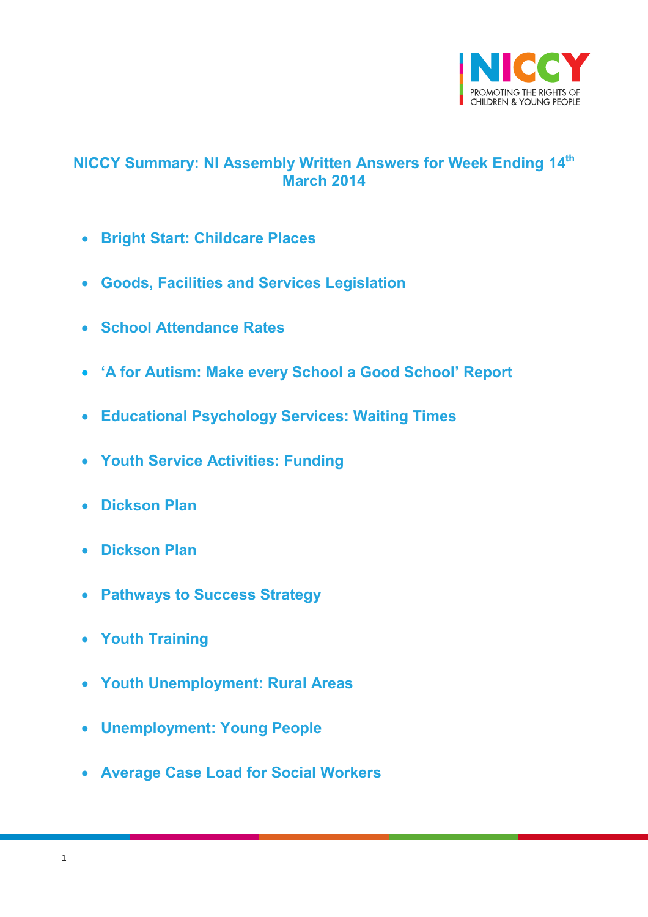# NICCY Summary: NI Assembly Written Answers for Week Ending 14th March 2014

- **Bright Start: Childcare Places**
- **Goods, Facilities and Services Legislation**
- **School Attendance Rates**
- **'A for Autism: Make every School a Good School' Report**
- **Educational Psychology Services: Waiting Times**
- **Youth Service Activities: Funding**
- **Dickson Plan**
- **Dickson Plan**
- **Pathways to Success Strategy**
- **Youth Training**
- **Youth Unemployment: Rural Areas**
- **Unemployment: Young People**
- **Average Case Load for Social Workers**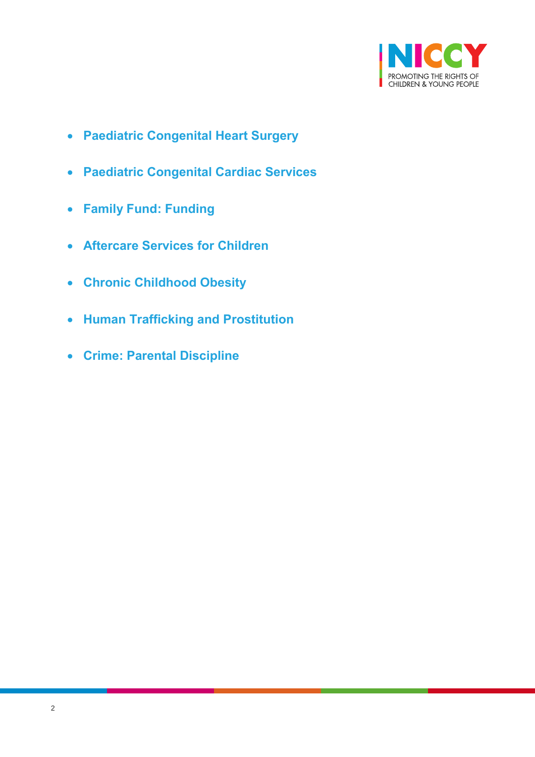- **Paediatric Congenital Heart Surgery**
- **Paediatric Congenital Cardiac Services**
- **Family Fund: Funding**
- **Aftercare Services for Children**
- **Chronic Childhood Obesity**
- **Human Trafficking and Prostitution**
- **Crime: Parental Discipline**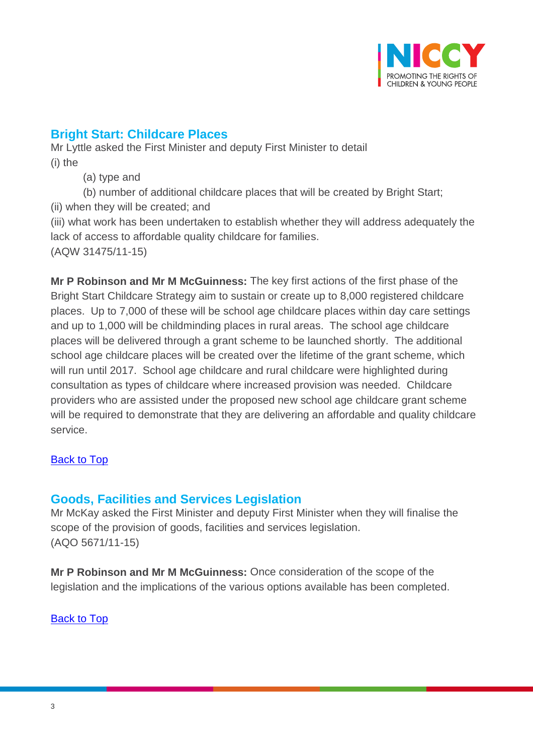## Bright Start: Childcare Places

Mr Lyttle asked the First Minister and deputy First Minister to detail

(i) the

(a) type and

(b) number of additional childcare places that will be created by Bright Start;

(ii) when they will be created; and

(iii) what work has been undertaken to establish whether they will address adequately the lack of access to affordable quality childcare for families.

(AQW 31475/11-15)

**Mr P Robinson and Mr M McGuinness:** The key first actions of the first phase of the Bright Start Childcare Strategy aim to sustain or create up to 8,000 registered childcare places. Up to 7,000 of these will be school age childcare places within day care settings and up to 1,000 will be childminding places in rural areas. The school age childcare places will be delivered through a grant scheme to be launched shortly. The additional school age childcare places will be created over the lifetime of the grant scheme, which will run until 2017. School age childcare and rural childcare were highlighted during consultation as types of childcare where increased provision was needed. Childcare providers who are assisted under the proposed new school age childcare grant scheme will be required to demonstrate that they are delivering an affordable and quality childcare service.

Back to Top

## Goods, Facilities and Services Legislation

Mr McKay asked the First Minister and deputy First Minister when they will finalise the scope of the provision of goods, facilities and services legislation.

(AQO 5671/11-15)

**Mr P Robinson and Mr M McGuinness:** Once consideration of the scope of the legislation and the implications of the various options available has been completed.

Back to Top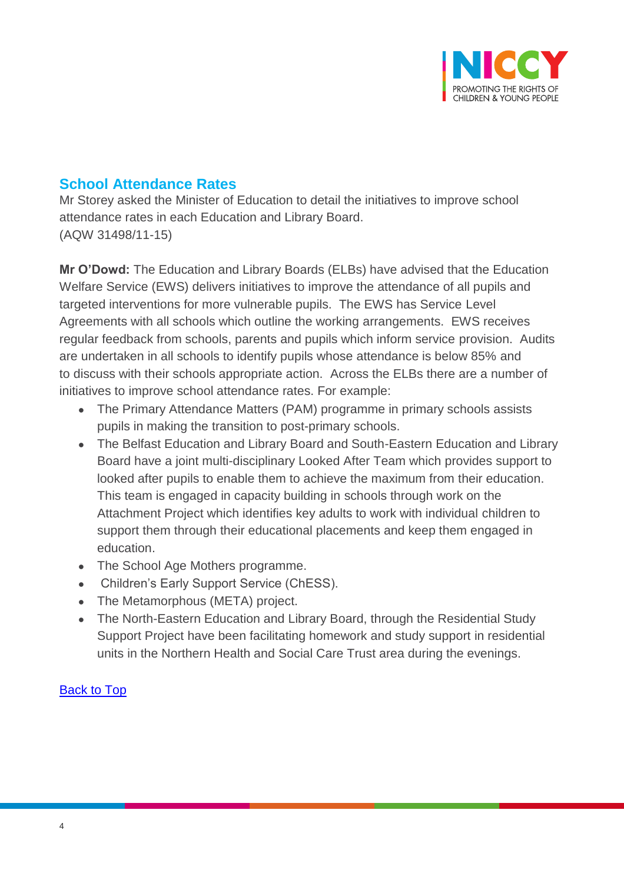## School Attendance Rates

Mr Storey asked the Minister of Education to detail the initiatives to improve school attendance rates in each Education and Library Board.
(AQW 31498/11-15)

**Mr O'Dowd:** The Education and Library Boards (ELBs) have advised that the Education Welfare Service (EWS) delivers initiatives to improve the attendance of all pupils and targeted interventions for more vulnerable pupils. The EWS has Service Level Agreements with all schools which outline the working arrangements. EWS receives regular feedback from schools, parents and pupils which inform service provision. Audits are undertaken in all schools to identify pupils whose attendance is below 85% and to discuss with their schools appropriate action. Across the ELBs there are a number of initiatives to improve school attendance rates. For example:

- The Primary Attendance Matters (PAM) programme in primary schools assists pupils in making the transition to post-primary schools.
- The Belfast Education and Library Board and South-Eastern Education and Library Board have a joint multi-disciplinary Looked After Team which provides support to looked after pupils to enable them to achieve the maximum from their education. This team is engaged in capacity building in schools through work on the Attachment Project which identifies key adults to work with individual children to support them through their educational placements and keep them engaged in education.
- The School Age Mothers programme.
- Children's Early Support Service (ChESS).
- The Metamorphous (META) project.
- The North-Eastern Education and Library Board, through the Residential Study Support Project have been facilitating homework and study support in residential units in the Northern Health and Social Care Trust area during the evenings.

Back to Top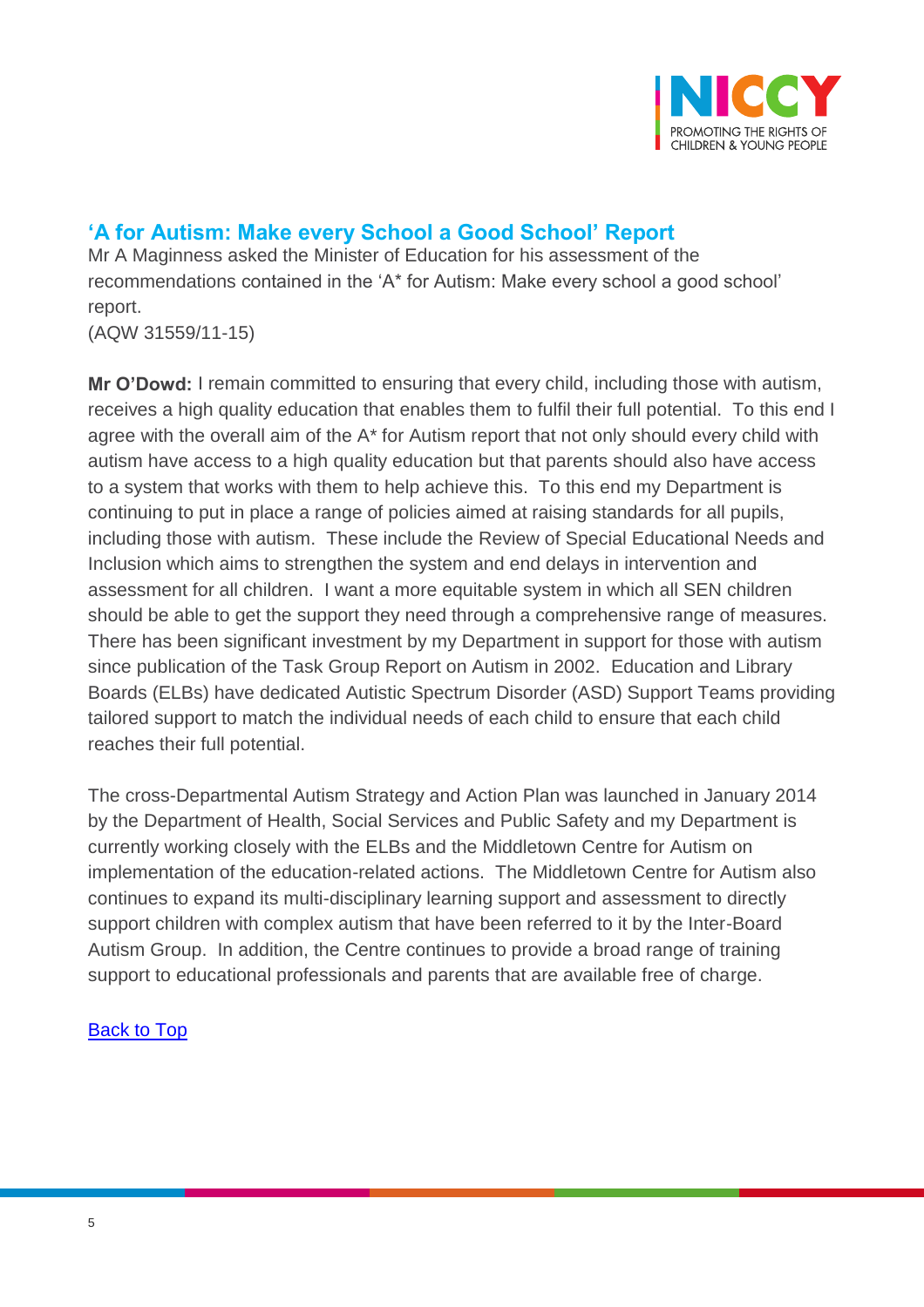## 'A for Autism: Make every School a Good School' Report

Mr A Maginness asked the Minister of Education for his assessment of the recommendations contained in the 'A* for Autism: Make every school a good school' report.
(AQW 31559/11-15)

**Mr O'Dowd:** I remain committed to ensuring that every child, including those with autism, receives a high quality education that enables them to fulfil their full potential. To this end I agree with the overall aim of the A* for Autism report that not only should every child with autism have access to a high quality education but that parents should also have access to a system that works with them to help achieve this. To this end my Department is continuing to put in place a range of policies aimed at raising standards for all pupils, including those with autism. These include the Review of Special Educational Needs and Inclusion which aims to strengthen the system and end delays in intervention and assessment for all children. I want a more equitable system in which all SEN children should be able to get the support they need through a comprehensive range of measures. There has been significant investment by my Department in support for those with autism since publication of the Task Group Report on Autism in 2002. Education and Library Boards (ELBs) have dedicated Autistic Spectrum Disorder (ASD) Support Teams providing tailored support to match the individual needs of each child to ensure that each child reaches their full potential.

The cross-Departmental Autism Strategy and Action Plan was launched in January 2014 by the Department of Health, Social Services and Public Safety and my Department is currently working closely with the ELBs and the Middletown Centre for Autism on implementation of the education-related actions. The Middletown Centre for Autism also continues to expand its multi-disciplinary learning support and assessment to directly support children with complex autism that have been referred to it by the Inter-Board Autism Group. In addition, the Centre continues to provide a broad range of training support to educational professionals and parents that are available free of charge.

Back to Top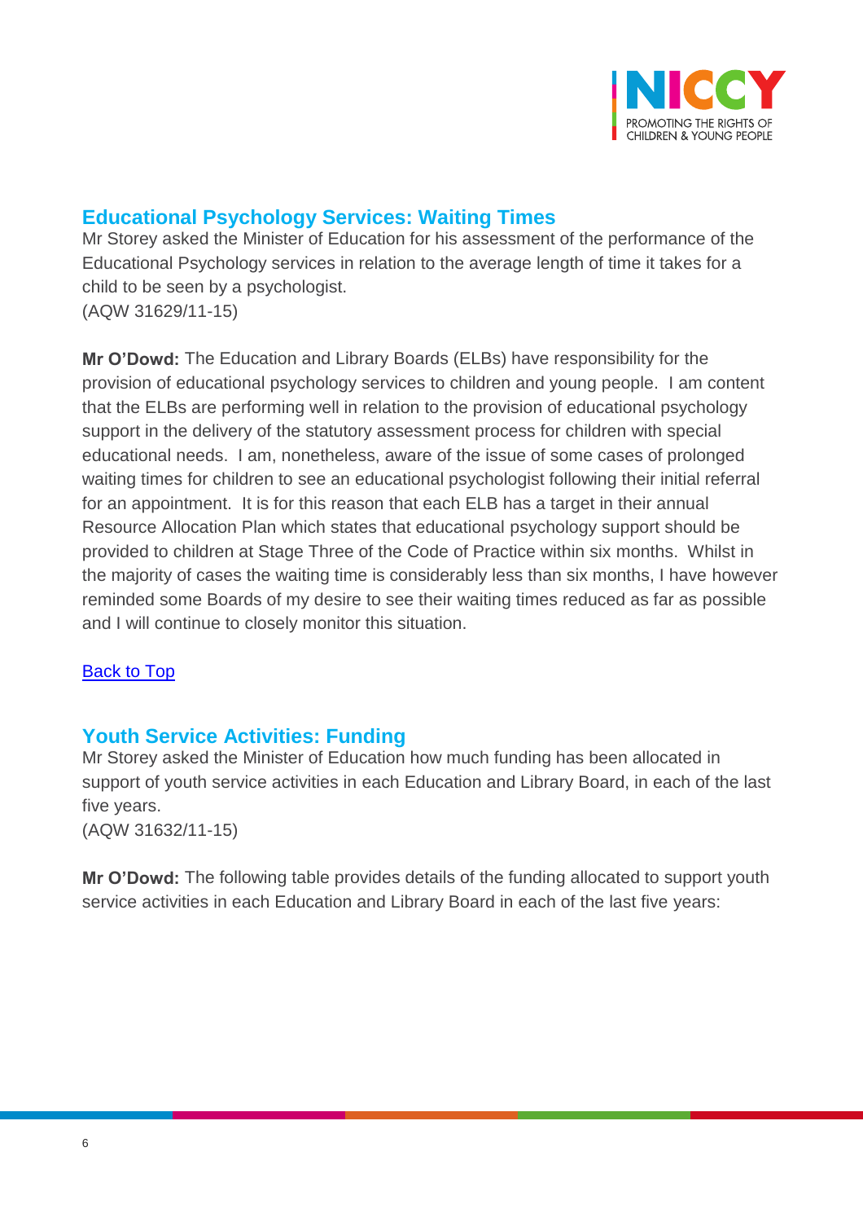## Educational Psychology Services: Waiting Times

Mr Storey asked the Minister of Education for his assessment of the performance of the Educational Psychology services in relation to the average length of time it takes for a child to be seen by a psychologist.
(AQW 31629/11-15)

**Mr O'Dowd:** The Education and Library Boards (ELBs) have responsibility for the provision of educational psychology services to children and young people. I am content that the ELBs are performing well in relation to the provision of educational psychology support in the delivery of the statutory assessment process for children with special educational needs. I am, nonetheless, aware of the issue of some cases of prolonged waiting times for children to see an educational psychologist following their initial referral for an appointment. It is for this reason that each ELB has a target in their annual Resource Allocation Plan which states that educational psychology support should be provided to children at Stage Three of the Code of Practice within six months. Whilst in the majority of cases the waiting time is considerably less than six months, I have however reminded some Boards of my desire to see their waiting times reduced as far as possible and I will continue to closely monitor this situation.

Back to Top

## Youth Service Activities: Funding

Mr Storey asked the Minister of Education how much funding has been allocated in support of youth service activities in each Education and Library Board, in each of the last five years.
(AQW 31632/11-15)

**Mr O'Dowd:** The following table provides details of the funding allocated to support youth service activities in each Education and Library Board in each of the last five years: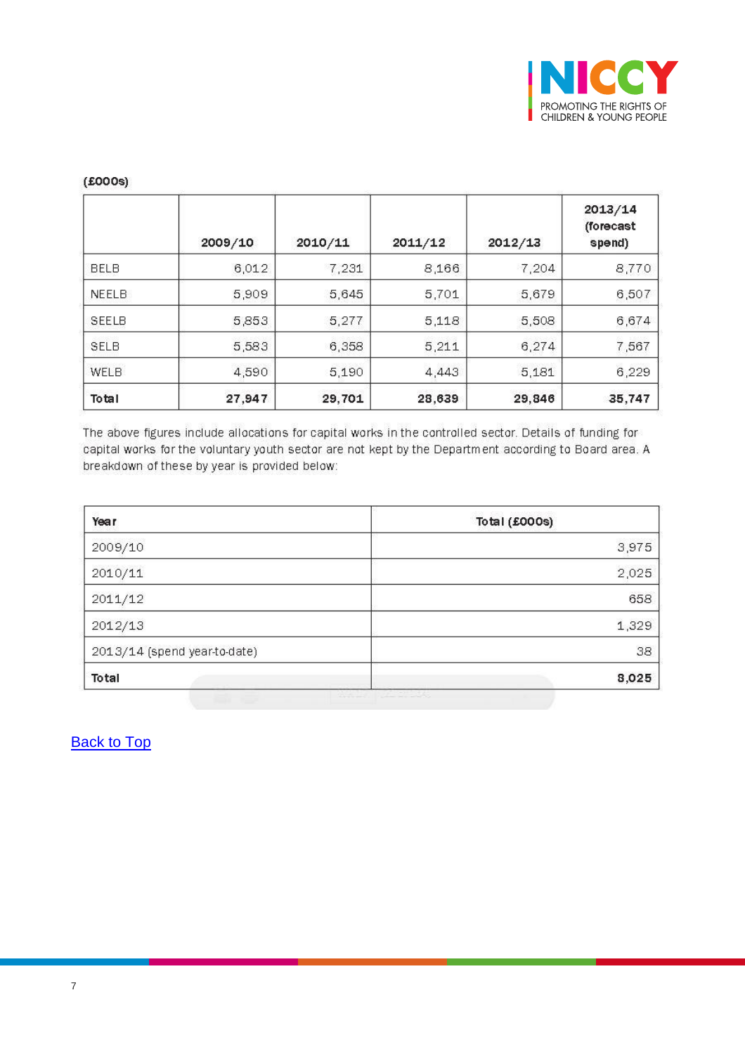(£000s)

| | 2009/10 | 2010/11 | 2011/12 | 2012/13 | 2013/14 (forecast spend) |
|---|---|---|---|---|---|
| BELB | 6,012 | 7,231 | 8,166 | 7,204 | 8,770 |
| NEELB | 5,909 | 5,645 | 5,701 | 5,679 | 6,507 |
| SEELB | 5,853 | 5,277 | 5,118 | 5,508 | 6,674 |
| SELB | 5,583 | 6,358 | 5,211 | 6,274 | 7,567 |
| WELB | 4,590 | 5,190 | 4,443 | 5,181 | 6,229 |
| **Total** | **27,947** | **29,701** | **28,639** | **29,846** | **35,747** |

The above figures include allocations for capital works in the controlled sector. Details of funding for capital works for the voluntary youth sector are not kept by the Department according to Board area. A breakdown of these by year is provided below:

| Year | Total (£000s) |
|---|---|
| 2009/10 | 3,975 |
| 2010/11 | 2,025 |
| 2011/12 | 658 |
| 2012/13 | 1,329 |
| 2013/14 (spend year-to-date) | 38 |
| **Total** | **8,025** |

Back to Top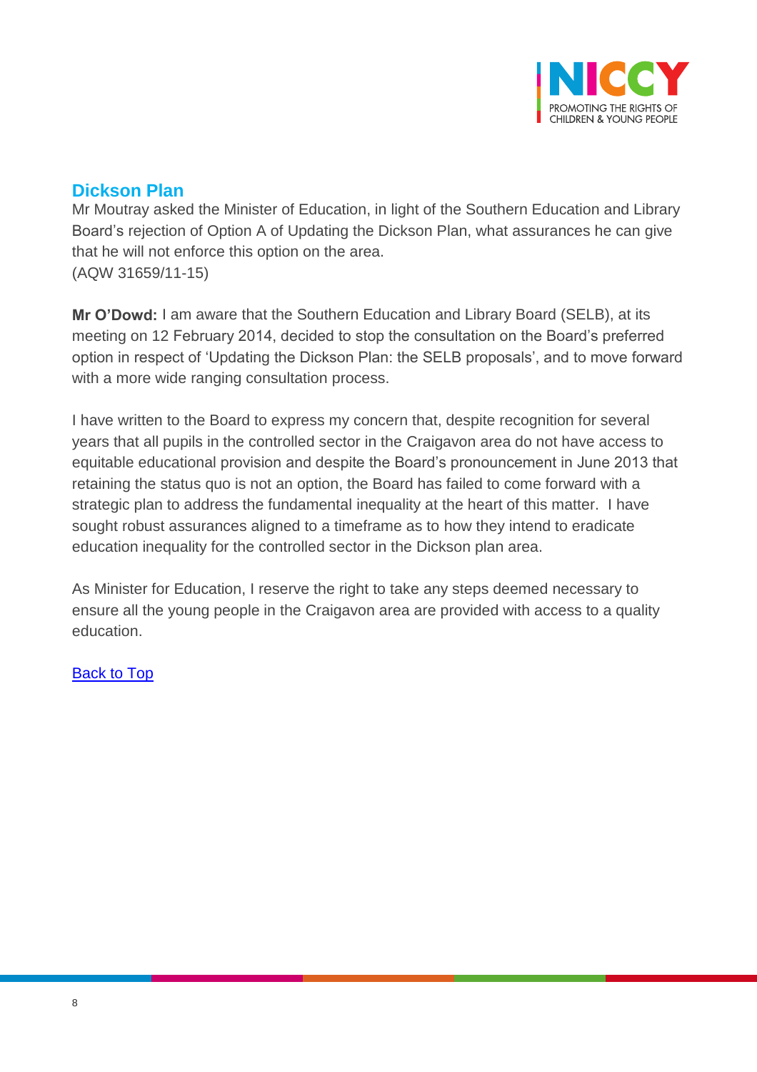## Dickson Plan

Mr Moutray asked the Minister of Education, in light of the Southern Education and Library Board's rejection of Option A of Updating the Dickson Plan, what assurances he can give that he will not enforce this option on the area.
(AQW 31659/11-15)

**Mr O'Dowd:** I am aware that the Southern Education and Library Board (SELB), at its meeting on 12 February 2014, decided to stop the consultation on the Board's preferred option in respect of 'Updating the Dickson Plan: the SELB proposals', and to move forward with a more wide ranging consultation process.

I have written to the Board to express my concern that, despite recognition for several years that all pupils in the controlled sector in the Craigavon area do not have access to equitable educational provision and despite the Board's pronouncement in June 2013 that retaining the status quo is not an option, the Board has failed to come forward with a strategic plan to address the fundamental inequality at the heart of this matter. I have sought robust assurances aligned to a timeframe as to how they intend to eradicate education inequality for the controlled sector in the Dickson plan area.

As Minister for Education, I reserve the right to take any steps deemed necessary to ensure all the young people in the Craigavon area are provided with access to a quality education.

Back to Top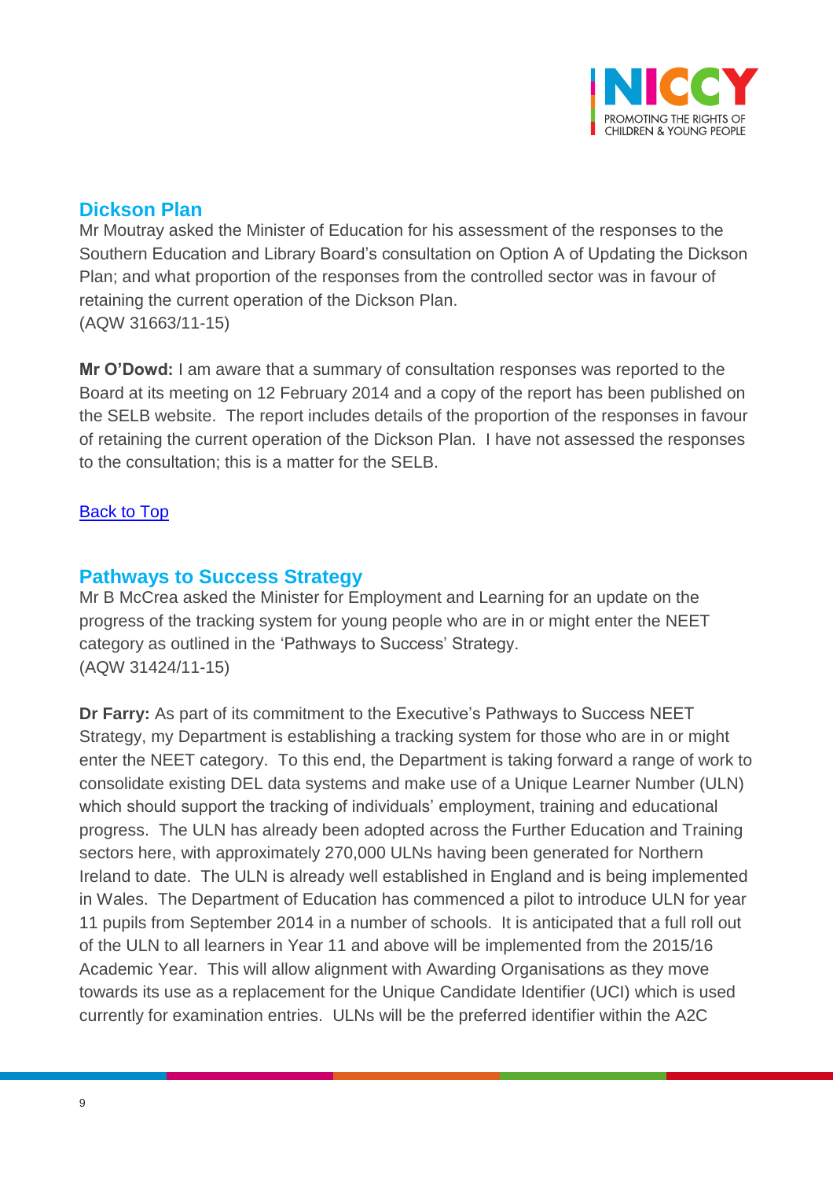## Dickson Plan

Mr Moutray asked the Minister of Education for his assessment of the responses to the Southern Education and Library Board's consultation on Option A of Updating the Dickson Plan; and what proportion of the responses from the controlled sector was in favour of retaining the current operation of the Dickson Plan.
(AQW 31663/11-15)

**Mr O'Dowd:** I am aware that a summary of consultation responses was reported to the Board at its meeting on 12 February 2014 and a copy of the report has been published on the SELB website. The report includes details of the proportion of the responses in favour of retaining the current operation of the Dickson Plan. I have not assessed the responses to the consultation; this is a matter for the SELB.

Back to Top

## Pathways to Success Strategy

Mr B McCrea asked the Minister for Employment and Learning for an update on the progress of the tracking system for young people who are in or might enter the NEET category as outlined in the 'Pathways to Success' Strategy.
(AQW 31424/11-15)

**Dr Farry:** As part of its commitment to the Executive's Pathways to Success NEET Strategy, my Department is establishing a tracking system for those who are in or might enter the NEET category. To this end, the Department is taking forward a range of work to consolidate existing DEL data systems and make use of a Unique Learner Number (ULN) which should support the tracking of individuals' employment, training and educational progress. The ULN has already been adopted across the Further Education and Training sectors here, with approximately 270,000 ULNs having been generated for Northern Ireland to date. The ULN is already well established in England and is being implemented in Wales. The Department of Education has commenced a pilot to introduce ULN for year 11 pupils from September 2014 in a number of schools. It is anticipated that a full roll out of the ULN to all learners in Year 11 and above will be implemented from the 2015/16 Academic Year. This will allow alignment with Awarding Organisations as they move towards its use as a replacement for the Unique Candidate Identifier (UCI) which is used currently for examination entries. ULNs will be the preferred identifier within the A2C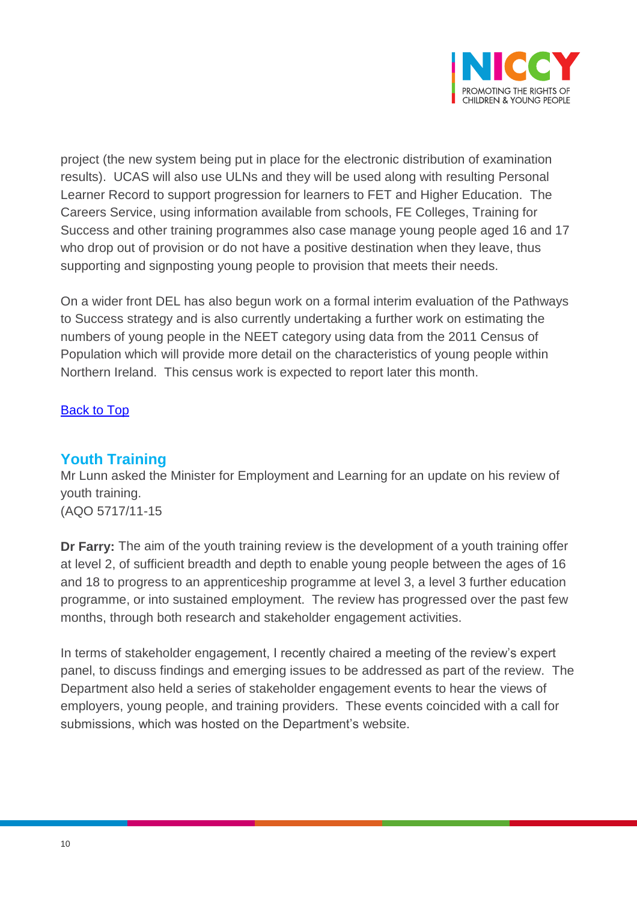project (the new system being put in place for the electronic distribution of examination results). UCAS will also use ULNs and they will be used along with resulting Personal Learner Record to support progression for learners to FET and Higher Education. The Careers Service, using information available from schools, FE Colleges, Training for Success and other training programmes also case manage young people aged 16 and 17 who drop out of provision or do not have a positive destination when they leave, thus supporting and signposting young people to provision that meets their needs.

On a wider front DEL has also begun work on a formal interim evaluation of the Pathways to Success strategy and is also currently undertaking a further work on estimating the numbers of young people in the NEET category using data from the 2011 Census of Population which will provide more detail on the characteristics of young people within Northern Ireland. This census work is expected to report later this month.

[Back to Top]

## Youth Training

Mr Lunn asked the Minister for Employment and Learning for an update on his review of youth training.
(AQO 5717/11-15

**Dr Farry:** The aim of the youth training review is the development of a youth training offer at level 2, of sufficient breadth and depth to enable young people between the ages of 16 and 18 to progress to an apprenticeship programme at level 3, a level 3 further education programme, or into sustained employment. The review has progressed over the past few months, through both research and stakeholder engagement activities.

In terms of stakeholder engagement, I recently chaired a meeting of the review's expert panel, to discuss findings and emerging issues to be addressed as part of the review. The Department also held a series of stakeholder engagement events to hear the views of employers, young people, and training providers. These events coincided with a call for submissions, which was hosted on the Department's website.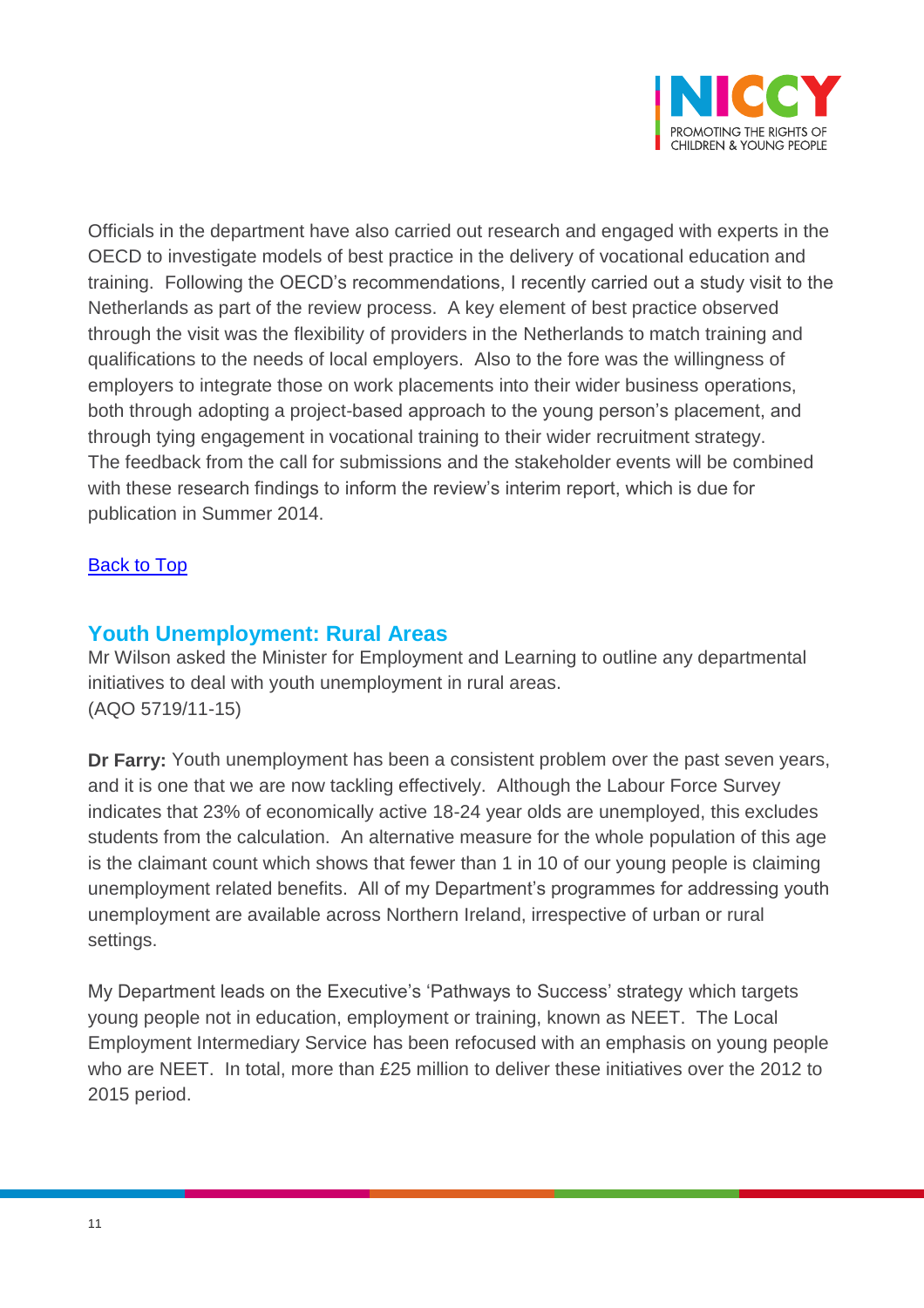Officials in the department have also carried out research and engaged with experts in the OECD to investigate models of best practice in the delivery of vocational education and training. Following the OECD's recommendations, I recently carried out a study visit to the Netherlands as part of the review process. A key element of best practice observed through the visit was the flexibility of providers in the Netherlands to match training and qualifications to the needs of local employers. Also to the fore was the willingness of employers to integrate those on work placements into their wider business operations, both through adopting a project-based approach to the young person's placement, and through tying engagement in vocational training to their wider recruitment strategy. The feedback from the call for submissions and the stakeholder events will be combined with these research findings to inform the review's interim report, which is due for publication in Summer 2014.

[Back to Top]

## Youth Unemployment: Rural Areas

Mr Wilson asked the Minister for Employment and Learning to outline any departmental initiatives to deal with youth unemployment in rural areas.
(AQO 5719/11-15)

**Dr Farry:** Youth unemployment has been a consistent problem over the past seven years, and it is one that we are now tackling effectively. Although the Labour Force Survey indicates that 23% of economically active 18-24 year olds are unemployed, this excludes students from the calculation. An alternative measure for the whole population of this age is the claimant count which shows that fewer than 1 in 10 of our young people is claiming unemployment related benefits. All of my Department's programmes for addressing youth unemployment are available across Northern Ireland, irrespective of urban or rural settings.

My Department leads on the Executive's 'Pathways to Success' strategy which targets young people not in education, employment or training, known as NEET. The Local Employment Intermediary Service has been refocused with an emphasis on young people who are NEET. In total, more than £25 million to deliver these initiatives over the 2012 to 2015 period.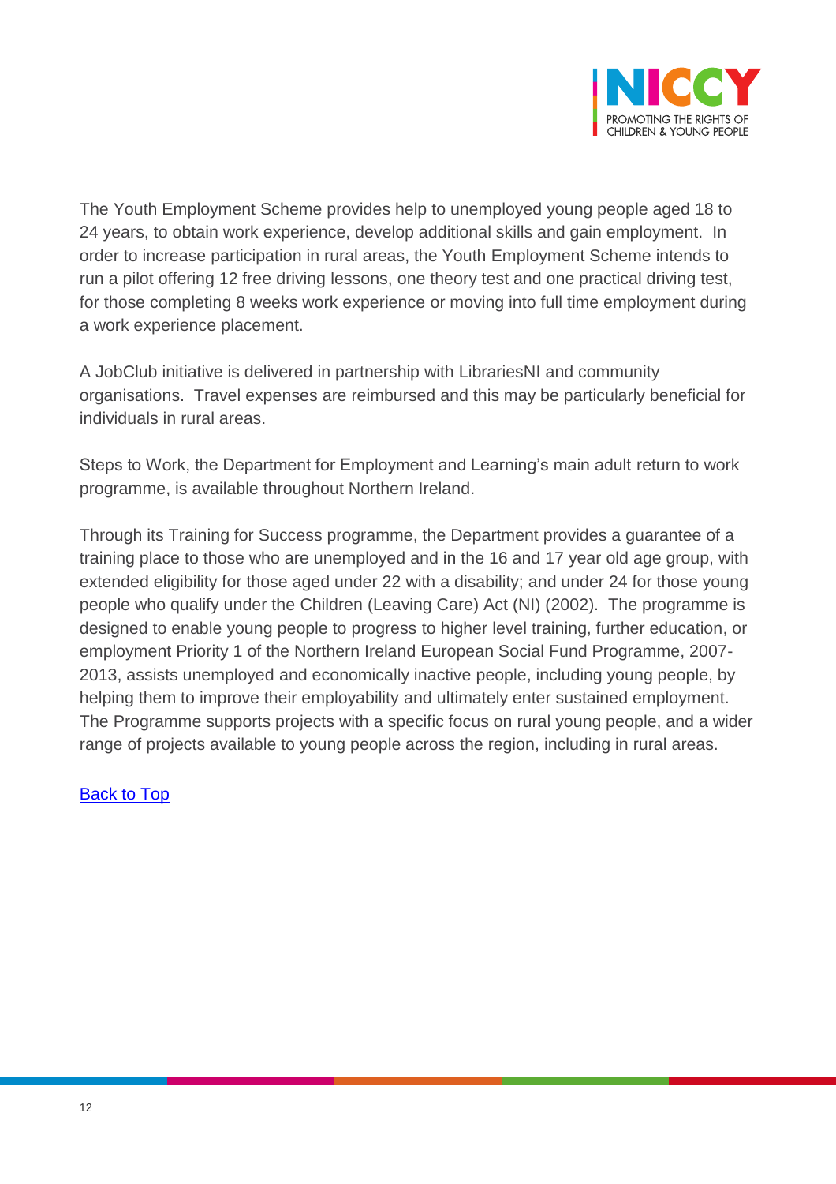The Youth Employment Scheme provides help to unemployed young people aged 18 to 24 years, to obtain work experience, develop additional skills and gain employment. In order to increase participation in rural areas, the Youth Employment Scheme intends to run a pilot offering 12 free driving lessons, one theory test and one practical driving test, for those completing 8 weeks work experience or moving into full time employment during a work experience placement.

A JobClub initiative is delivered in partnership with LibrariesNI and community organisations. Travel expenses are reimbursed and this may be particularly beneficial for individuals in rural areas.

Steps to Work, the Department for Employment and Learning's main adult return to work programme, is available throughout Northern Ireland.

Through its Training for Success programme, the Department provides a guarantee of a training place to those who are unemployed and in the 16 and 17 year old age group, with extended eligibility for those aged under 22 with a disability; and under 24 for those young people who qualify under the Children (Leaving Care) Act (NI) (2002). The programme is designed to enable young people to progress to higher level training, further education, or employment Priority 1 of the Northern Ireland European Social Fund Programme, 2007-2013, assists unemployed and economically inactive people, including young people, by helping them to improve their employability and ultimately enter sustained employment. The Programme supports projects with a specific focus on rural young people, and a wider range of projects available to young people across the region, including in rural areas.

Back to Top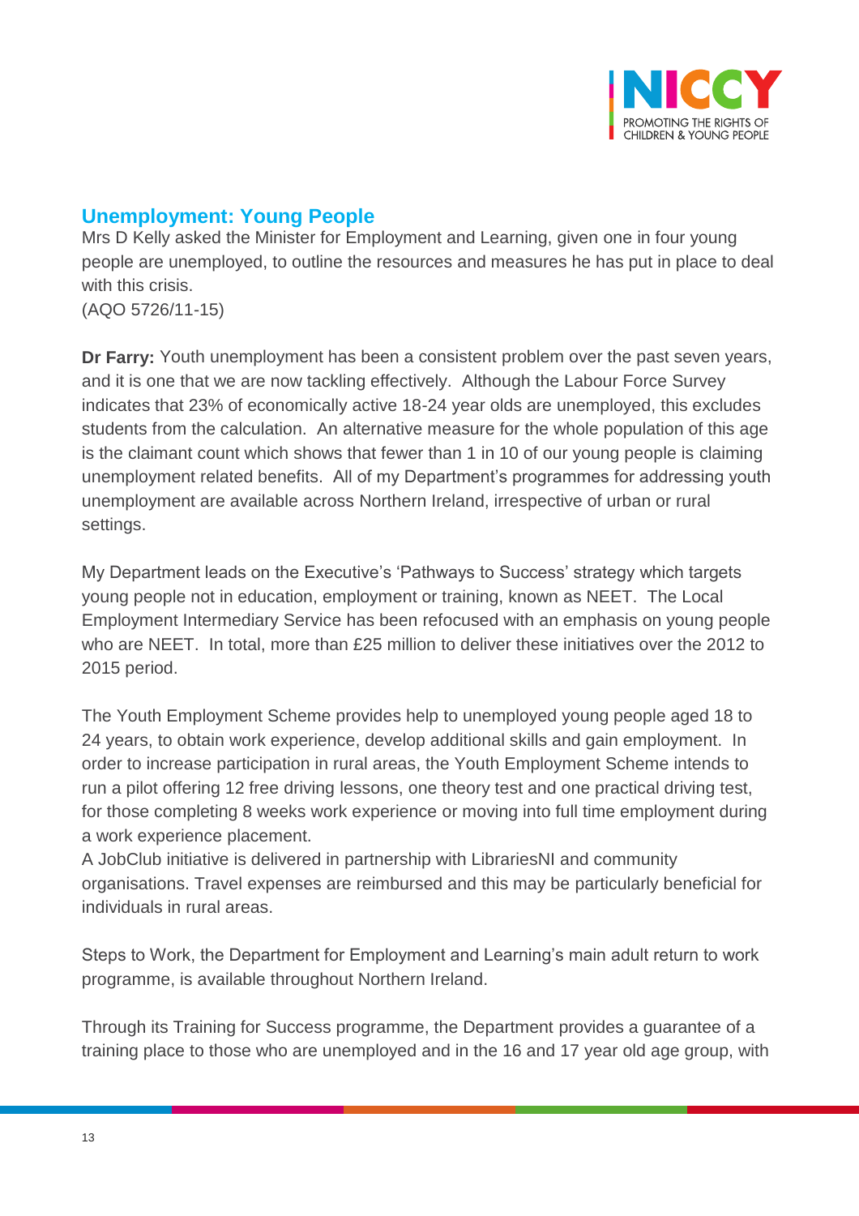## Unemployment: Young People

Mrs D Kelly asked the Minister for Employment and Learning, given one in four young people are unemployed, to outline the resources and measures he has put in place to deal with this crisis.
(AQO 5726/11-15)

**Dr Farry:** Youth unemployment has been a consistent problem over the past seven years, and it is one that we are now tackling effectively. Although the Labour Force Survey indicates that 23% of economically active 18-24 year olds are unemployed, this excludes students from the calculation. An alternative measure for the whole population of this age is the claimant count which shows that fewer than 1 in 10 of our young people is claiming unemployment related benefits. All of my Department's programmes for addressing youth unemployment are available across Northern Ireland, irrespective of urban or rural settings.

My Department leads on the Executive's 'Pathways to Success' strategy which targets young people not in education, employment or training, known as NEET. The Local Employment Intermediary Service has been refocused with an emphasis on young people who are NEET. In total, more than £25 million to deliver these initiatives over the 2012 to 2015 period.

The Youth Employment Scheme provides help to unemployed young people aged 18 to 24 years, to obtain work experience, develop additional skills and gain employment. In order to increase participation in rural areas, the Youth Employment Scheme intends to run a pilot offering 12 free driving lessons, one theory test and one practical driving test, for those completing 8 weeks work experience or moving into full time employment during a work experience placement.
A JobClub initiative is delivered in partnership with LibrariesNI and community organisations. Travel expenses are reimbursed and this may be particularly beneficial for individuals in rural areas.

Steps to Work, the Department for Employment and Learning's main adult return to work programme, is available throughout Northern Ireland.

Through its Training for Success programme, the Department provides a guarantee of a training place to those who are unemployed and in the 16 and 17 year old age group, with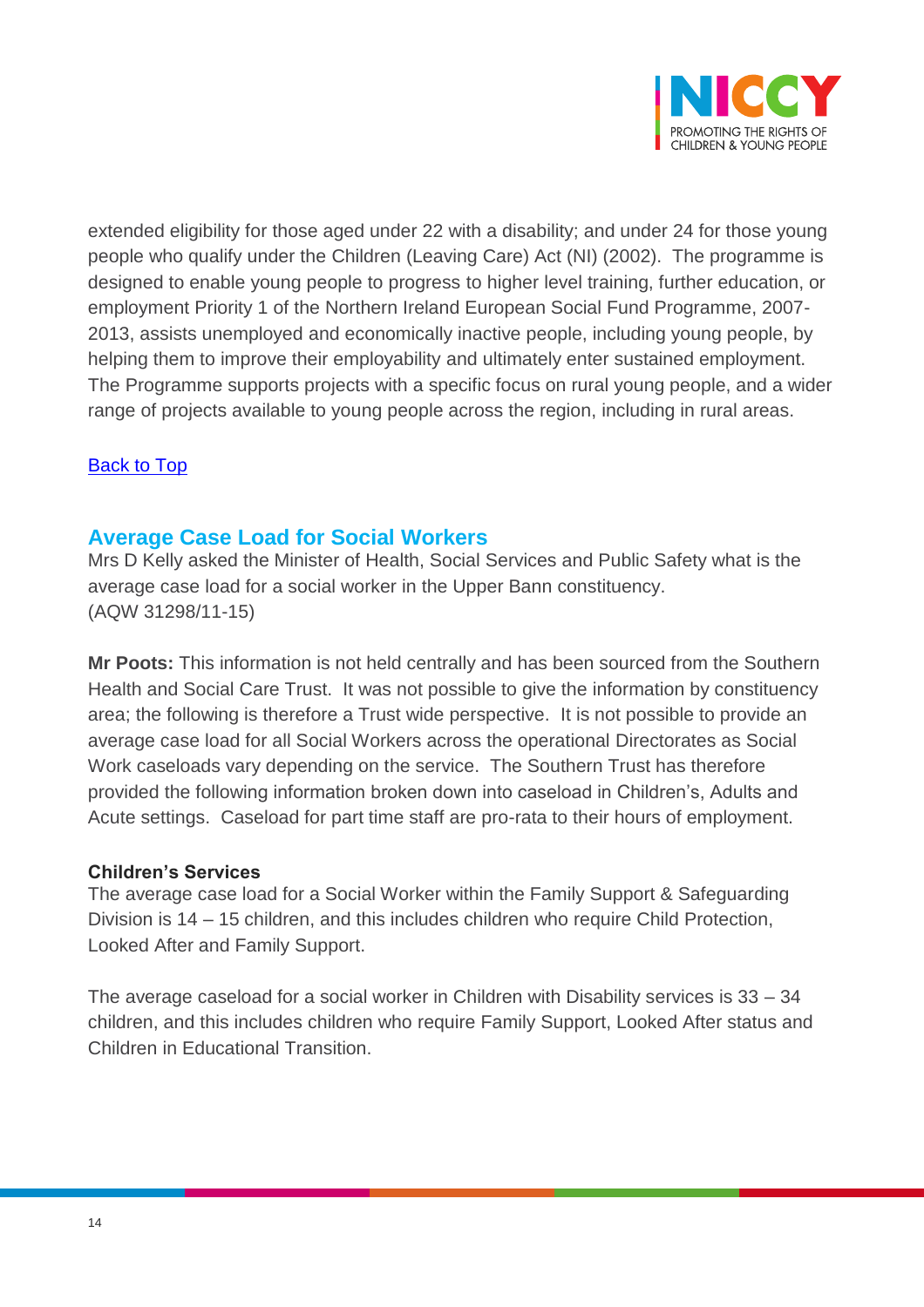extended eligibility for those aged under 22 with a disability; and under 24 for those young people who qualify under the Children (Leaving Care) Act (NI) (2002). The programme is designed to enable young people to progress to higher level training, further education, or employment Priority 1 of the Northern Ireland European Social Fund Programme, 2007-2013, assists unemployed and economically inactive people, including young people, by helping them to improve their employability and ultimately enter sustained employment. The Programme supports projects with a specific focus on rural young people, and a wider range of projects available to young people across the region, including in rural areas.

[Back to Top]

## Average Case Load for Social Workers

Mrs D Kelly asked the Minister of Health, Social Services and Public Safety what is the average case load for a social worker in the Upper Bann constituency.
(AQW 31298/11-15)

**Mr Poots:** This information is not held centrally and has been sourced from the Southern Health and Social Care Trust. It was not possible to give the information by constituency area; the following is therefore a Trust wide perspective. It is not possible to provide an average case load for all Social Workers across the operational Directorates as Social Work caseloads vary depending on the service. The Southern Trust has therefore provided the following information broken down into caseload in Children's, Adults and Acute settings. Caseload for part time staff are pro-rata to their hours of employment.

**Children's Services**

The average case load for a Social Worker within the Family Support & Safeguarding Division is 14 – 15 children, and this includes children who require Child Protection, Looked After and Family Support.

The average caseload for a social worker in Children with Disability services is 33 – 34 children, and this includes children who require Family Support, Looked After status and Children in Educational Transition.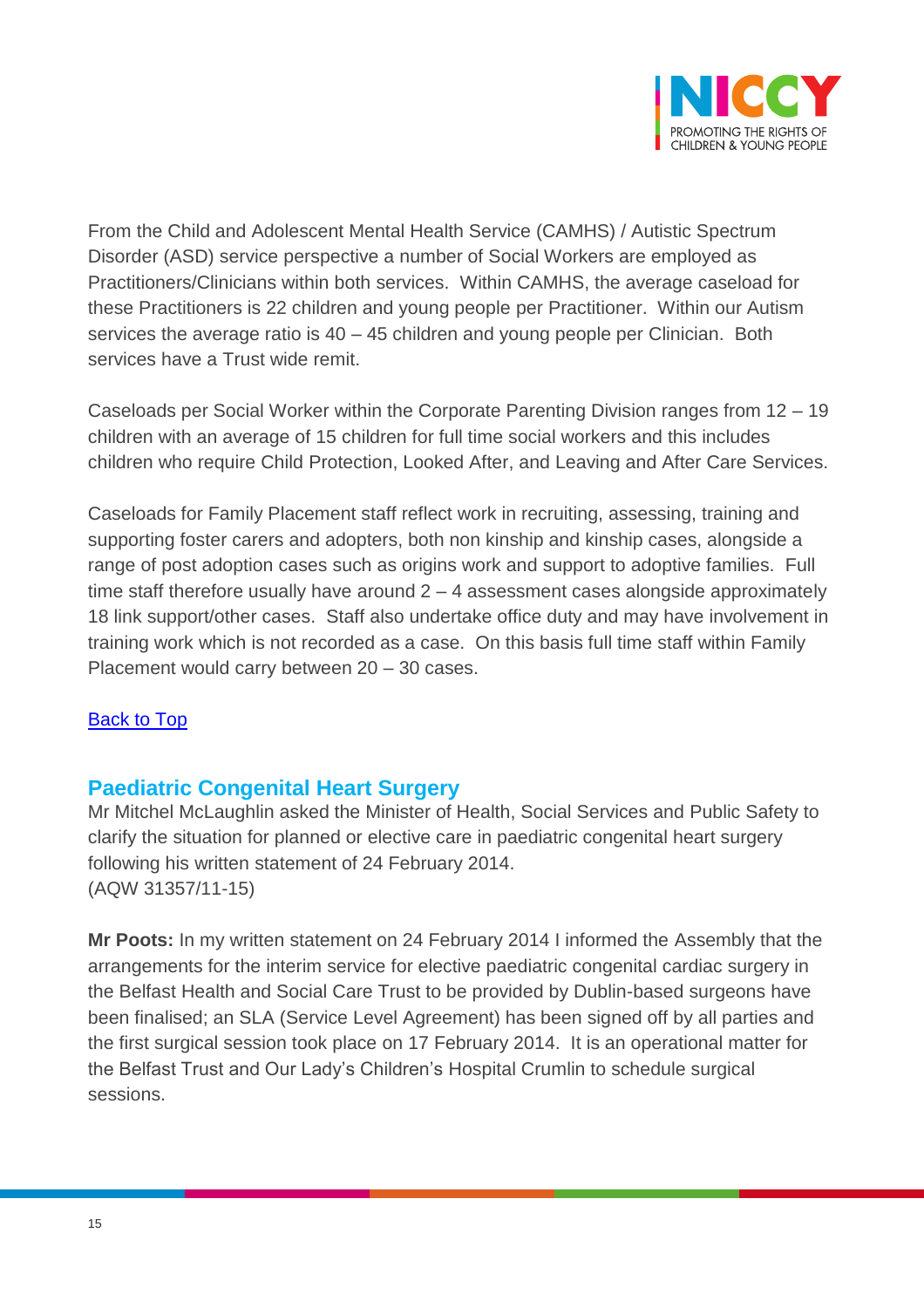From the Child and Adolescent Mental Health Service (CAMHS) / Autistic Spectrum Disorder (ASD) service perspective a number of Social Workers are employed as Practitioners/Clinicians within both services. Within CAMHS, the average caseload for these Practitioners is 22 children and young people per Practitioner. Within our Autism services the average ratio is 40 – 45 children and young people per Clinician. Both services have a Trust wide remit.

Caseloads per Social Worker within the Corporate Parenting Division ranges from 12 – 19 children with an average of 15 children for full time social workers and this includes children who require Child Protection, Looked After, and Leaving and After Care Services.

Caseloads for Family Placement staff reflect work in recruiting, assessing, training and supporting foster carers and adopters, both non kinship and kinship cases, alongside a range of post adoption cases such as origins work and support to adoptive families. Full time staff therefore usually have around 2 – 4 assessment cases alongside approximately 18 link support/other cases. Staff also undertake office duty and may have involvement in training work which is not recorded as a case. On this basis full time staff within Family Placement would carry between 20 – 30 cases.

Back to Top

## Paediatric Congenital Heart Surgery

Mr Mitchel McLaughlin asked the Minister of Health, Social Services and Public Safety to clarify the situation for planned or elective care in paediatric congenital heart surgery following his written statement of 24 February 2014.
(AQW 31357/11-15)

**Mr Poots:** In my written statement on 24 February 2014 I informed the Assembly that the arrangements for the interim service for elective paediatric congenital cardiac surgery in the Belfast Health and Social Care Trust to be provided by Dublin-based surgeons have been finalised; an SLA (Service Level Agreement) has been signed off by all parties and the first surgical session took place on 17 February 2014. It is an operational matter for the Belfast Trust and Our Lady's Children's Hospital Crumlin to schedule surgical sessions.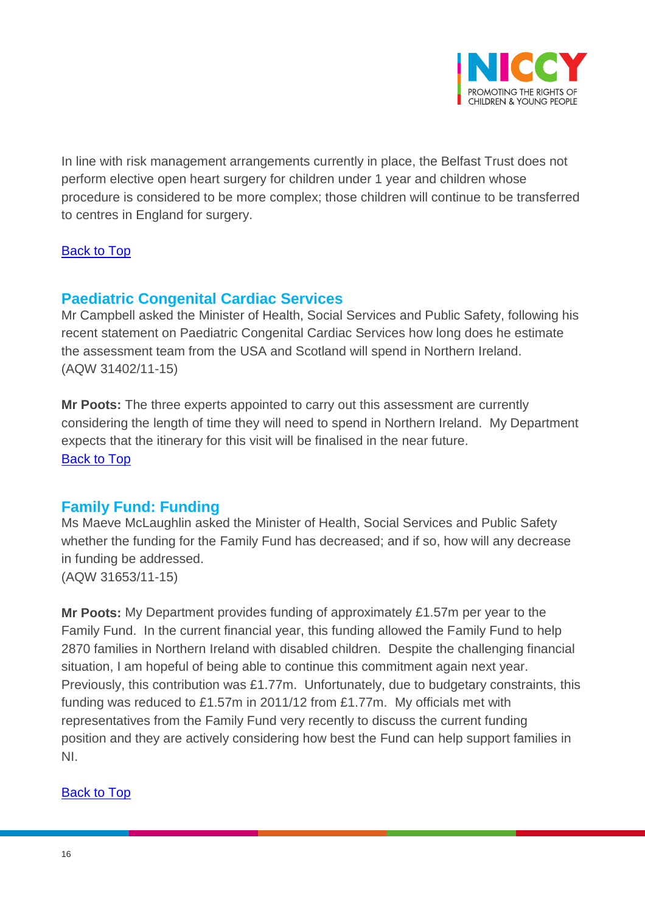In line with risk management arrangements currently in place, the Belfast Trust does not perform elective open heart surgery for children under 1 year and children whose procedure is considered to be more complex; those children will continue to be transferred to centres in England for surgery.

Back to Top

## Paediatric Congenital Cardiac Services

Mr Campbell asked the Minister of Health, Social Services and Public Safety, following his recent statement on Paediatric Congenital Cardiac Services how long does he estimate the assessment team from the USA and Scotland will spend in Northern Ireland.
(AQW 31402/11-15)

**Mr Poots:** The three experts appointed to carry out this assessment are currently considering the length of time they will need to spend in Northern Ireland. My Department expects that the itinerary for this visit will be finalised in the near future.

Back to Top

## Family Fund: Funding

Ms Maeve McLaughlin asked the Minister of Health, Social Services and Public Safety whether the funding for the Family Fund has decreased; and if so, how will any decrease in funding be addressed.
(AQW 31653/11-15)

**Mr Poots:** My Department provides funding of approximately £1.57m per year to the Family Fund. In the current financial year, this funding allowed the Family Fund to help 2870 families in Northern Ireland with disabled children. Despite the challenging financial situation, I am hopeful of being able to continue this commitment again next year. Previously, this contribution was £1.77m. Unfortunately, due to budgetary constraints, this funding was reduced to £1.57m in 2011/12 from £1.77m. My officials met with representatives from the Family Fund very recently to discuss the current funding position and they are actively considering how best the Fund can help support families in NI.

Back to Top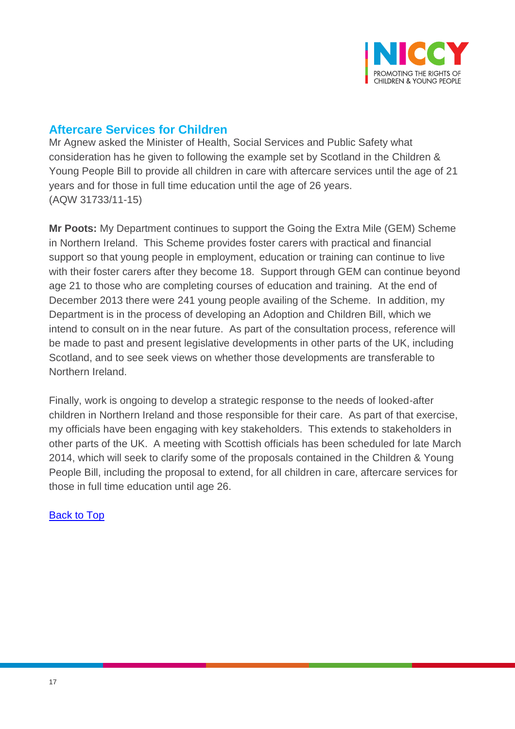## Aftercare Services for Children

Mr Agnew asked the Minister of Health, Social Services and Public Safety what consideration has he given to following the example set by Scotland in the Children & Young People Bill to provide all children in care with aftercare services until the age of 21 years and for those in full time education until the age of 26 years.
(AQW 31733/11-15)

**Mr Poots:** My Department continues to support the Going the Extra Mile (GEM) Scheme in Northern Ireland. This Scheme provides foster carers with practical and financial support so that young people in employment, education or training can continue to live with their foster carers after they become 18. Support through GEM can continue beyond age 21 to those who are completing courses of education and training. At the end of December 2013 there were 241 young people availing of the Scheme. In addition, my Department is in the process of developing an Adoption and Children Bill, which we intend to consult on in the near future. As part of the consultation process, reference will be made to past and present legislative developments in other parts of the UK, including Scotland, and to see seek views on whether those developments are transferable to Northern Ireland.

Finally, work is ongoing to develop a strategic response to the needs of looked-after children in Northern Ireland and those responsible for their care. As part of that exercise, my officials have been engaging with key stakeholders. This extends to stakeholders in other parts of the UK. A meeting with Scottish officials has been scheduled for late March 2014, which will seek to clarify some of the proposals contained in the Children & Young People Bill, including the proposal to extend, for all children in care, aftercare services for those in full time education until age 26.

Back to Top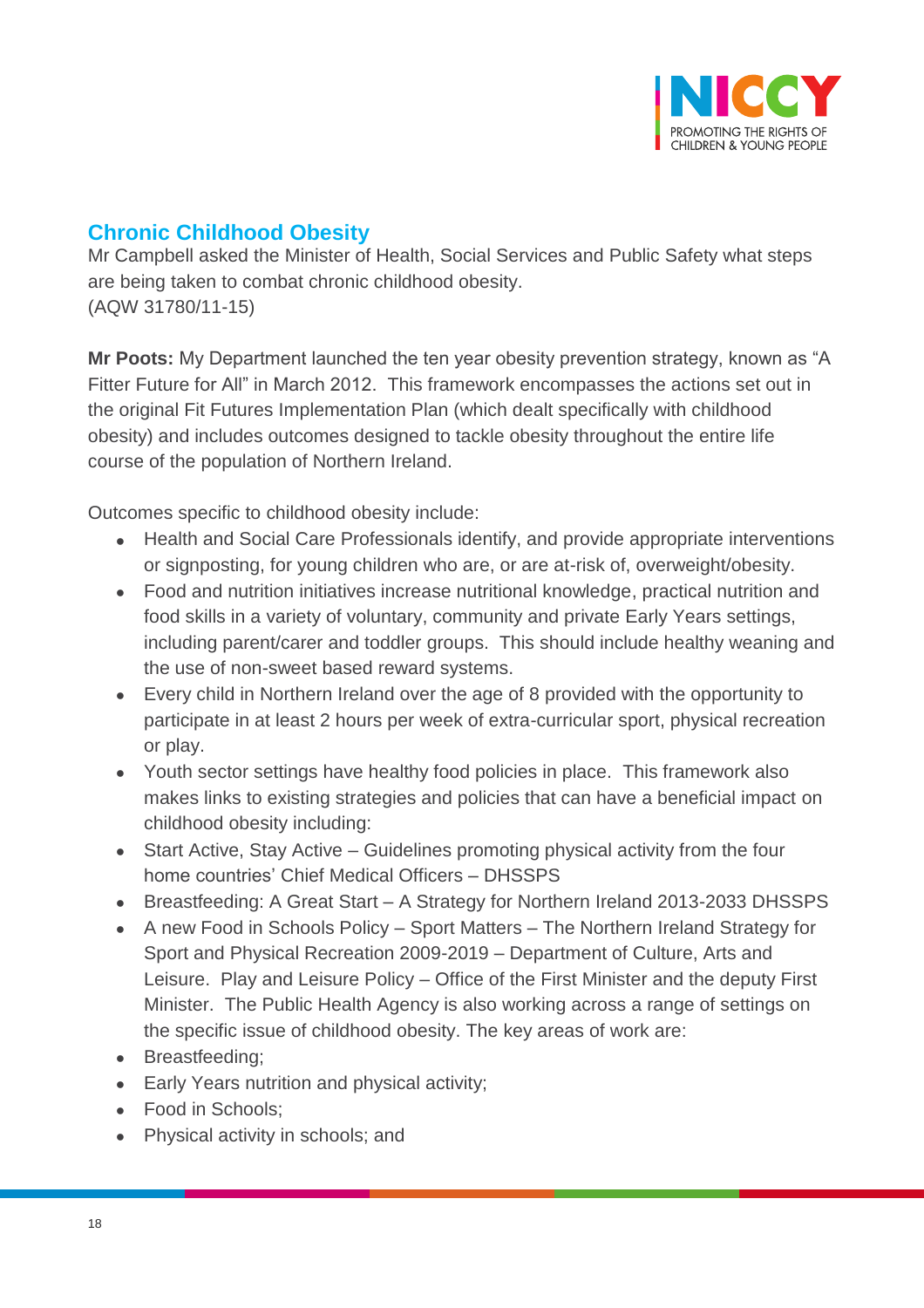## Chronic Childhood Obesity

Mr Campbell asked the Minister of Health, Social Services and Public Safety what steps are being taken to combat chronic childhood obesity.
(AQW 31780/11-15)

**Mr Poots:** My Department launched the ten year obesity prevention strategy, known as "A Fitter Future for All" in March 2012. This framework encompasses the actions set out in the original Fit Futures Implementation Plan (which dealt specifically with childhood obesity) and includes outcomes designed to tackle obesity throughout the entire life course of the population of Northern Ireland.

Outcomes specific to childhood obesity include:

- Health and Social Care Professionals identify, and provide appropriate interventions or signposting, for young children who are, or are at-risk of, overweight/obesity.
- Food and nutrition initiatives increase nutritional knowledge, practical nutrition and food skills in a variety of voluntary, community and private Early Years settings, including parent/carer and toddler groups. This should include healthy weaning and the use of non-sweet based reward systems.
- Every child in Northern Ireland over the age of 8 provided with the opportunity to participate in at least 2 hours per week of extra-curricular sport, physical recreation or play.
- Youth sector settings have healthy food policies in place. This framework also makes links to existing strategies and policies that can have a beneficial impact on childhood obesity including:
- Start Active, Stay Active – Guidelines promoting physical activity from the four home countries' Chief Medical Officers – DHSSPS
- Breastfeeding: A Great Start – A Strategy for Northern Ireland 2013-2033 DHSSPS
- A new Food in Schools Policy – Sport Matters – The Northern Ireland Strategy for Sport and Physical Recreation 2009-2019 – Department of Culture, Arts and Leisure. Play and Leisure Policy – Office of the First Minister and the deputy First Minister. The Public Health Agency is also working across a range of settings on the specific issue of childhood obesity. The key areas of work are:
- Breastfeeding;
- Early Years nutrition and physical activity;
- Food in Schools;
- Physical activity in schools; and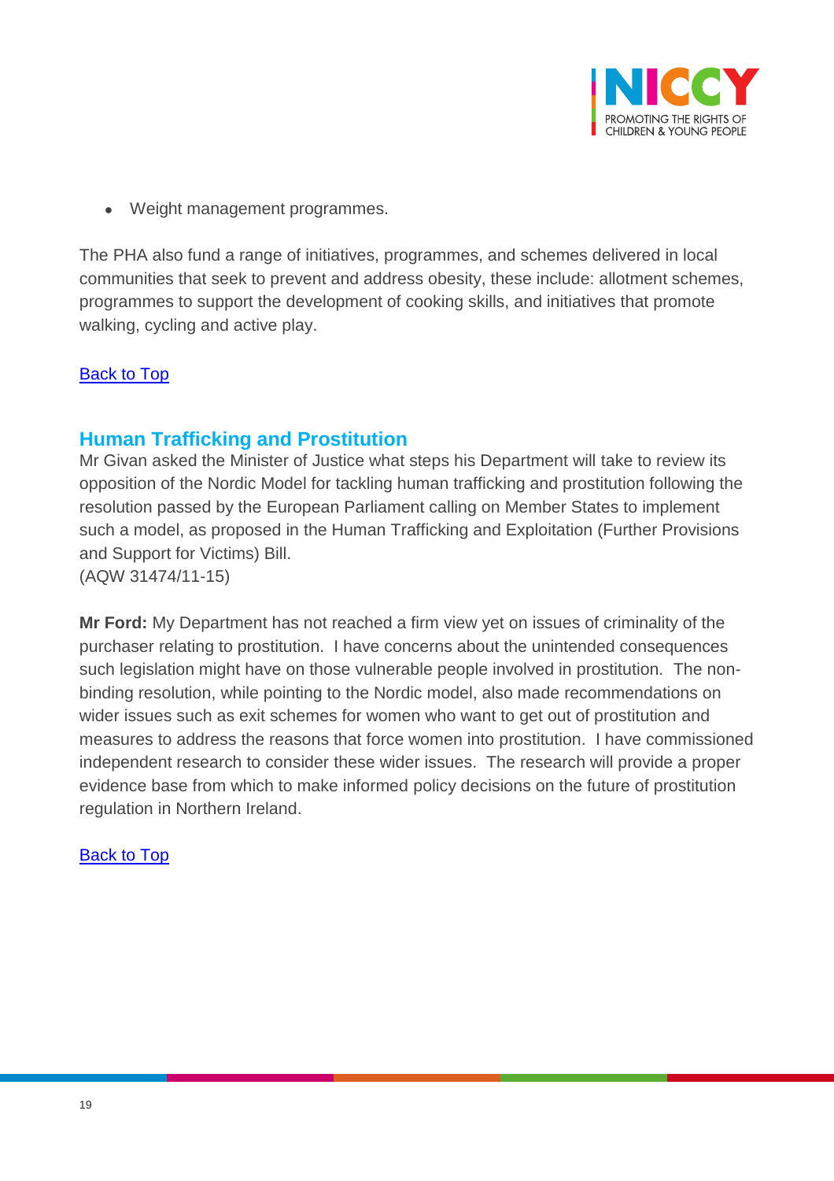- Weight management programmes.

The PHA also fund a range of initiatives, programmes, and schemes delivered in local communities that seek to prevent and address obesity, these include: allotment schemes, programmes to support the development of cooking skills, and initiatives that promote walking, cycling and active play.

[Back to Top]

## Human Trafficking and Prostitution

Mr Givan asked the Minister of Justice what steps his Department will take to review its opposition of the Nordic Model for tackling human trafficking and prostitution following the resolution passed by the European Parliament calling on Member States to implement such a model, as proposed in the Human Trafficking and Exploitation (Further Provisions and Support for Victims) Bill.
(AQW 31474/11-15)

**Mr Ford:** My Department has not reached a firm view yet on issues of criminality of the purchaser relating to prostitution. I have concerns about the unintended consequences such legislation might have on those vulnerable people involved in prostitution. The non-binding resolution, while pointing to the Nordic model, also made recommendations on wider issues such as exit schemes for women who want to get out of prostitution and measures to address the reasons that force women into prostitution. I have commissioned independent research to consider these wider issues. The research will provide a proper evidence base from which to make informed policy decisions on the future of prostitution regulation in Northern Ireland.

[Back to Top]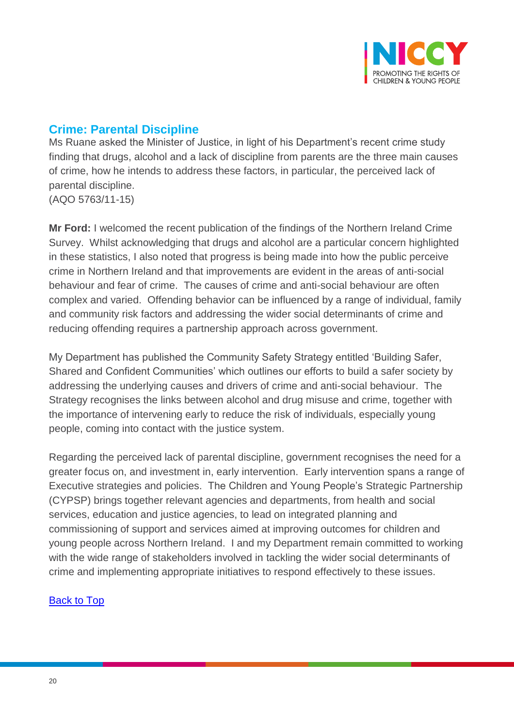## Crime: Parental Discipline

Ms Ruane asked the Minister of Justice, in light of his Department's recent crime study finding that drugs, alcohol and a lack of discipline from parents are the three main causes of crime, how he intends to address these factors, in particular, the perceived lack of parental discipline.
(AQO 5763/11-15)

**Mr Ford:** I welcomed the recent publication of the findings of the Northern Ireland Crime Survey. Whilst acknowledging that drugs and alcohol are a particular concern highlighted in these statistics, I also noted that progress is being made into how the public perceive crime in Northern Ireland and that improvements are evident in the areas of anti-social behaviour and fear of crime. The causes of crime and anti-social behaviour are often complex and varied. Offending behavior can be influenced by a range of individual, family and community risk factors and addressing the wider social determinants of crime and reducing offending requires a partnership approach across government.

My Department has published the Community Safety Strategy entitled 'Building Safer, Shared and Confident Communities' which outlines our efforts to build a safer society by addressing the underlying causes and drivers of crime and anti-social behaviour. The Strategy recognises the links between alcohol and drug misuse and crime, together with the importance of intervening early to reduce the risk of individuals, especially young people, coming into contact with the justice system.

Regarding the perceived lack of parental discipline, government recognises the need for a greater focus on, and investment in, early intervention. Early intervention spans a range of Executive strategies and policies. The Children and Young People's Strategic Partnership (CYPSP) brings together relevant agencies and departments, from health and social services, education and justice agencies, to lead on integrated planning and commissioning of support and services aimed at improving outcomes for children and young people across Northern Ireland. I and my Department remain committed to working with the wide range of stakeholders involved in tackling the wider social determinants of crime and implementing appropriate initiatives to respond effectively to these issues.

Back to Top